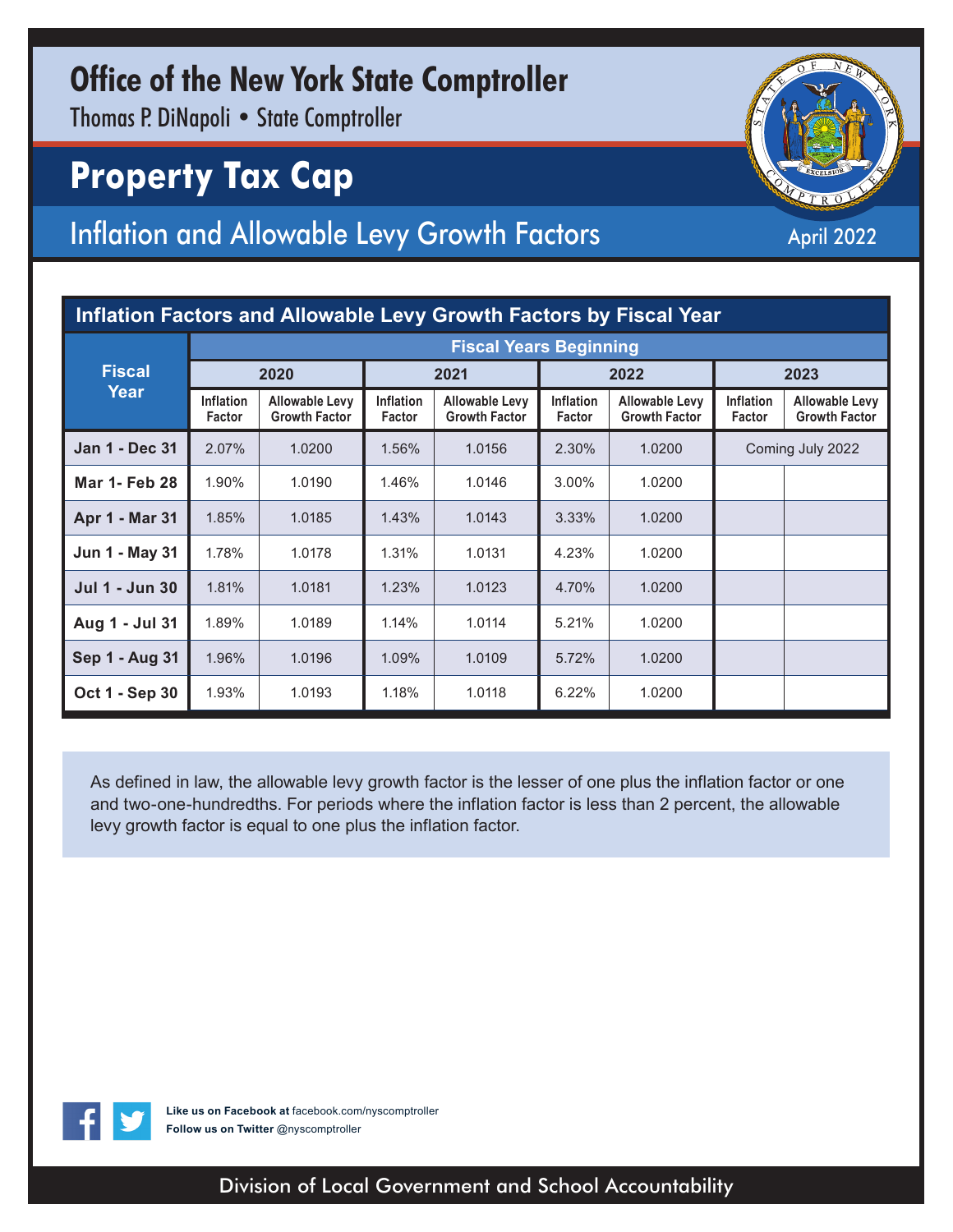# Office of the New York State Comptroller

Thomas P. DiNapoli • State Comptroller

## Property Tax Cap

### Inflation and Allowable Levy Growth Factors

April 2022

**Inflation Factors and Allowable Levy Growth Factors by Fiscal Year**

| Fiscal Year | Fiscal Years Beginning | | | | | | | |
|---|---|---|---|---|---|---|---|---|
| | 2020 | | 2021 | | 2022 | | 2023 | |
| | Inflation Factor | Allowable Levy Growth Factor | Inflation Factor | Allowable Levy Growth Factor | Inflation Factor | Allowable Levy Growth Factor | Inflation Factor | Allowable Levy Growth Factor |
| **Jan 1 - Dec 31** | 2.07% | 1.0200 | 1.56% | 1.0156 | 2.30% | 1.0200 | Coming July 2022 | |
| **Mar 1- Feb 28** | 1.90% | 1.0190 | 1.46% | 1.0146 | 3.00% | 1.0200 | | |
| **Apr 1 - Mar 31** | 1.85% | 1.0185 | 1.43% | 1.0143 | 3.33% | 1.0200 | | |
| **Jun 1 - May 31** | 1.78% | 1.0178 | 1.31% | 1.0131 | 4.23% | 1.0200 | | |
| **Jul 1 - Jun 30** | 1.81% | 1.0181 | 1.23% | 1.0123 | 4.70% | 1.0200 | | |
| **Aug 1 - Jul 31** | 1.89% | 1.0189 | 1.14% | 1.0114 | 5.21% | 1.0200 | | |
| **Sep 1 - Aug 31** | 1.96% | 1.0196 | 1.09% | 1.0109 | 5.72% | 1.0200 | | |
| **Oct 1 - Sep 30** | 1.93% | 1.0193 | 1.18% | 1.0118 | 6.22% | 1.0200 | | |

As defined in law, the allowable levy growth factor is the lesser of one plus the inflation factor or one and two-one-hundredths. For periods where the inflation factor is less than 2 percent, the allowable levy growth factor is equal to one plus the inflation factor.

**Like us on Facebook at** facebook.com/nyscomptroller
**Follow us on Twitter** @nyscomptroller

Division of Local Government and School Accountability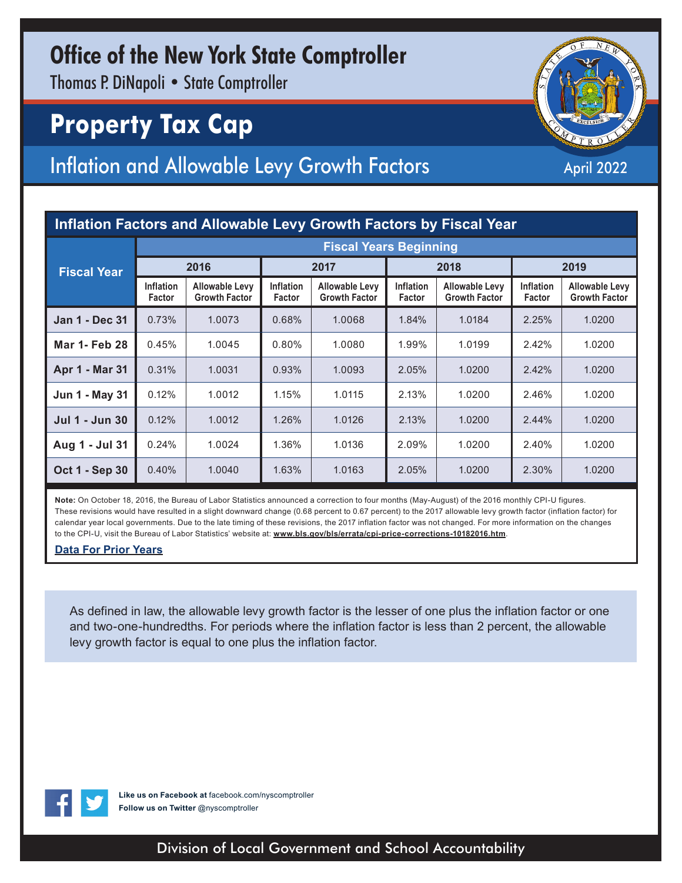# Office of the New York State Comptroller

Thomas P. DiNapoli • State Comptroller

## Property Tax Cap

### Inflation and Allowable Levy Growth Factors

April 2022

**Inflation Factors and Allowable Levy Growth Factors by Fiscal Year**

| Fiscal Year | Fiscal Years Beginning | | | | | | | |
|---|---|---|---|---|---|---|---|---|
| | 2016 | | 2017 | | 2018 | | 2019 | |
| | Inflation Factor | Allowable Levy Growth Factor | Inflation Factor | Allowable Levy Growth Factor | Inflation Factor | Allowable Levy Growth Factor | Inflation Factor | Allowable Levy Growth Factor |
| **Jan 1 - Dec 31** | 0.73% | 1.0073 | 0.68% | 1.0068 | 1.84% | 1.0184 | 2.25% | 1.0200 |
| **Mar 1- Feb 28** | 0.45% | 1.0045 | 0.80% | 1.0080 | 1.99% | 1.0199 | 2.42% | 1.0200 |
| **Apr 1 - Mar 31** | 0.31% | 1.0031 | 0.93% | 1.0093 | 2.05% | 1.0200 | 2.42% | 1.0200 |
| **Jun 1 - May 31** | 0.12% | 1.0012 | 1.15% | 1.0115 | 2.13% | 1.0200 | 2.46% | 1.0200 |
| **Jul 1 - Jun 30** | 0.12% | 1.0012 | 1.26% | 1.0126 | 2.13% | 1.0200 | 2.44% | 1.0200 |
| **Aug 1 - Jul 31** | 0.24% | 1.0024 | 1.36% | 1.0136 | 2.09% | 1.0200 | 2.40% | 1.0200 |
| **Oct 1 - Sep 30** | 0.40% | 1.0040 | 1.63% | 1.0163 | 2.05% | 1.0200 | 2.30% | 1.0200 |

**Note:** On October 18, 2016, the Bureau of Labor Statistics announced a correction to four months (May-August) of the 2016 monthly CPI-U figures. These revisions would have resulted in a slight downward change (0.68 percent to 0.67 percent) to the 2017 allowable levy growth factor (inflation factor) for calendar year local governments. Due to the late timing of these revisions, the 2017 inflation factor was not changed. For more information on the changes to the CPI-U, visit the Bureau of Labor Statistics' website at: **www.bls.gov/bls/errata/cpi-price-corrections-10182016.htm**.

**Data For Prior Years**

As defined in law, the allowable levy growth factor is the lesser of one plus the inflation factor or one and two-one-hundredths. For periods where the inflation factor is less than 2 percent, the allowable levy growth factor is equal to one plus the inflation factor.

**Like us on Facebook at** facebook.com/nyscomptroller
**Follow us on Twitter** @nyscomptroller

Division of Local Government and School Accountability